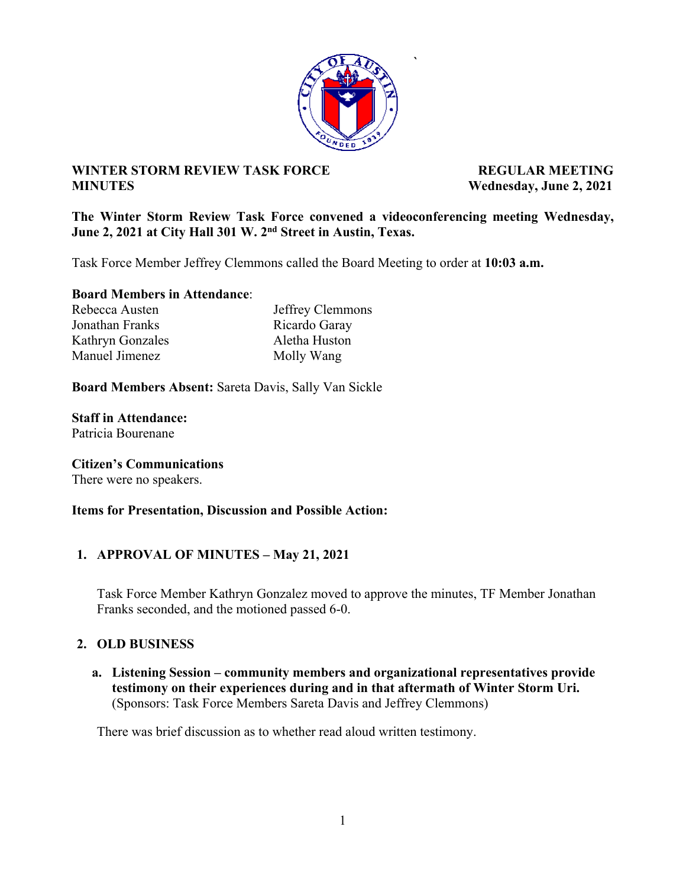**WINTER STORM REVIEW TASK FORCE MINUTES**

**REGULAR MEETING Wednesday, June 2, 2021**

**The Winter Storm Review Task Force convened a videoconferencing meeting Wednesday, June 2, 2021 at City Hall 301 W. 2nd Street in Austin, Texas.**

Task Force Member Jeffrey Clemmons called the Board Meeting to order at **10:03 a.m.**

**Board Members in Attendance**:

| | |
|---|---|
| Rebecca Austen | Jeffrey Clemmons |
| Jonathan Franks | Ricardo Garay |
| Kathryn Gonzales | Aletha Huston |
| Manuel Jimenez | Molly Wang |

**Board Members Absent:** Sareta Davis, Sally Van Sickle

**Staff in Attendance:**
Patricia Bourenane

**Citizen's Communications**
There were no speakers.

**Items for Presentation, Discussion and Possible Action:**

1. **APPROVAL OF MINUTES – May 21, 2021**

   Task Force Member Kathryn Gonzalez moved to approve the minutes, TF Member Jonathan Franks seconded, and the motioned passed 6-0.

2. **OLD BUSINESS**

   a. **Listening Session – community members and organizational representatives provide testimony on their experiences during and in that aftermath of Winter Storm Uri.** (Sponsors: Task Force Members Sareta Davis and Jeffrey Clemmons)

   There was brief discussion as to whether read aloud written testimony.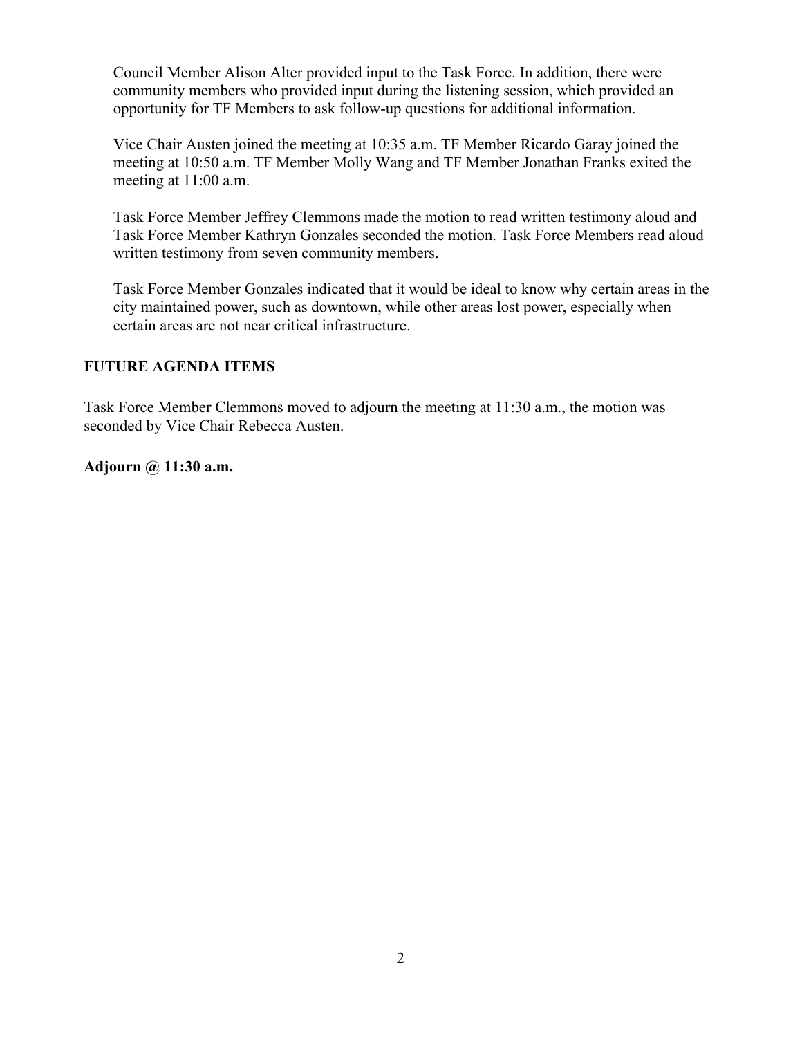Council Member Alison Alter provided input to the Task Force. In addition, there were community members who provided input during the listening session, which provided an opportunity for TF Members to ask follow-up questions for additional information.

Vice Chair Austen joined the meeting at 10:35 a.m. TF Member Ricardo Garay joined the meeting at 10:50 a.m. TF Member Molly Wang and TF Member Jonathan Franks exited the meeting at 11:00 a.m.

Task Force Member Jeffrey Clemmons made the motion to read written testimony aloud and Task Force Member Kathryn Gonzales seconded the motion. Task Force Members read aloud written testimony from seven community members.

Task Force Member Gonzales indicated that it would be ideal to know why certain areas in the city maintained power, such as downtown, while other areas lost power, especially when certain areas are not near critical infrastructure.

**FUTURE AGENDA ITEMS**

Task Force Member Clemmons moved to adjourn the meeting at 11:30 a.m., the motion was seconded by Vice Chair Rebecca Austen.

**Adjourn @ 11:30 a.m.**